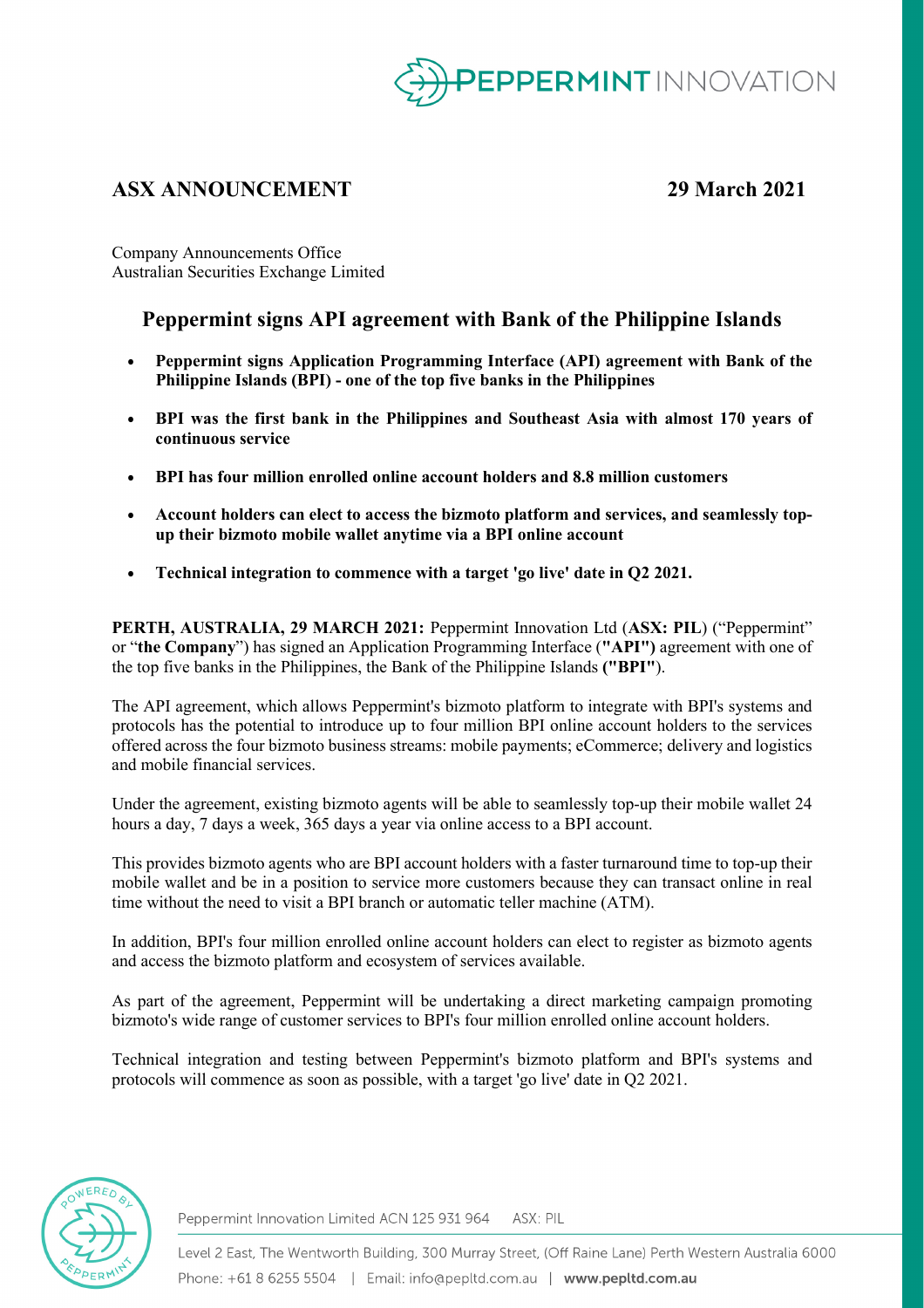# ASX ANNOUNCEMENT

**29 March 2021**

Company Announcements Office
Australian Securities Exchange Limited

## Peppermint signs API agreement with Bank of the Philippine Islands

- **Peppermint signs Application Programming Interface (API) agreement with Bank of the Philippine Islands (BPI) - one of the top five banks in the Philippines**
- **BPI was the first bank in the Philippines and Southeast Asia with almost 170 years of continuous service**
- **BPI has four million enrolled online account holders and 8.8 million customers**
- **Account holders can elect to access the bizmoto platform and services, and seamlessly top-up their bizmoto mobile wallet anytime via a BPI online account**
- **Technical integration to commence with a target 'go live' date in Q2 2021.**

**PERTH, AUSTRALIA, 29 MARCH 2021:** Peppermint Innovation Ltd (**ASX: PIL**) ("Peppermint" or "**the Company**") has signed an Application Programming Interface (**"API")** agreement with one of the top five banks in the Philippines, the Bank of the Philippine Islands **("BPI"**).

The API agreement, which allows Peppermint's bizmoto platform to integrate with BPI's systems and protocols has the potential to introduce up to four million BPI online account holders to the services offered across the four bizmoto business streams: mobile payments; eCommerce; delivery and logistics and mobile financial services.

Under the agreement, existing bizmoto agents will be able to seamlessly top-up their mobile wallet 24 hours a day, 7 days a week, 365 days a year via online access to a BPI account.

This provides bizmoto agents who are BPI account holders with a faster turnaround time to top-up their mobile wallet and be in a position to service more customers because they can transact online in real time without the need to visit a BPI branch or automatic teller machine (ATM).

In addition, BPI's four million enrolled online account holders can elect to register as bizmoto agents and access the bizmoto platform and ecosystem of services available.

As part of the agreement, Peppermint will be undertaking a direct marketing campaign promoting bizmoto's wide range of customer services to BPI's four million enrolled online account holders.

Technical integration and testing between Peppermint's bizmoto platform and BPI's systems and protocols will commence as soon as possible, with a target 'go live' date in Q2 2021.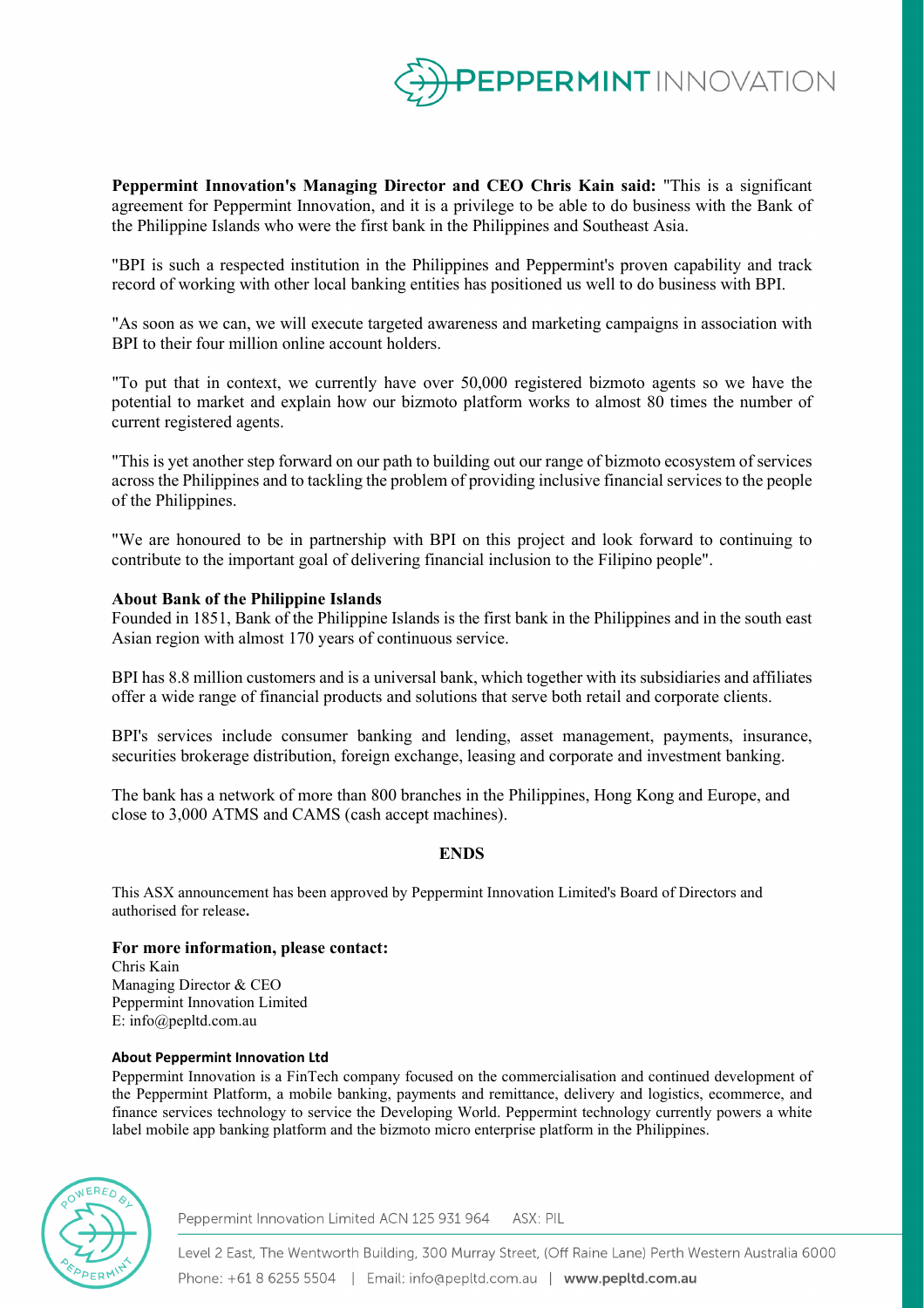**Peppermint Innovation's Managing Director and CEO Chris Kain said:** "This is a significant agreement for Peppermint Innovation, and it is a privilege to be able to do business with the Bank of the Philippine Islands who were the first bank in the Philippines and Southeast Asia.

"BPI is such a respected institution in the Philippines and Peppermint's proven capability and track record of working with other local banking entities has positioned us well to do business with BPI.

"As soon as we can, we will execute targeted awareness and marketing campaigns in association with BPI to their four million online account holders.

"To put that in context, we currently have over 50,000 registered bizmoto agents so we have the potential to market and explain how our bizmoto platform works to almost 80 times the number of current registered agents.

"This is yet another step forward on our path to building out our range of bizmoto ecosystem of services across the Philippines and to tackling the problem of providing inclusive financial services to the people of the Philippines.

"We are honoured to be in partnership with BPI on this project and look forward to continuing to contribute to the important goal of delivering financial inclusion to the Filipino people".

**About Bank of the Philippine Islands**

Founded in 1851, Bank of the Philippine Islands is the first bank in the Philippines and in the south east Asian region with almost 170 years of continuous service.

BPI has 8.8 million customers and is a universal bank, which together with its subsidiaries and affiliates offer a wide range of financial products and solutions that serve both retail and corporate clients.

BPI's services include consumer banking and lending, asset management, payments, insurance, securities brokerage distribution, foreign exchange, leasing and corporate and investment banking.

The bank has a network of more than 800 branches in the Philippines, Hong Kong and Europe, and close to 3,000 ATMS and CAMS (cash accept machines).

**ENDS**

This ASX announcement has been approved by Peppermint Innovation Limited's Board of Directors and authorised for release**.**

**For more information, please contact:**

Chris Kain
Managing Director & CEO
Peppermint Innovation Limited
E: info@pepltd.com.au

**About Peppermint Innovation Ltd**

Peppermint Innovation is a FinTech company focused on the commercialisation and continued development of the Peppermint Platform, a mobile banking, payments and remittance, delivery and logistics, ecommerce, and finance services technology to service the Developing World. Peppermint technology currently powers a white label mobile app banking platform and the bizmoto micro enterprise platform in the Philippines.